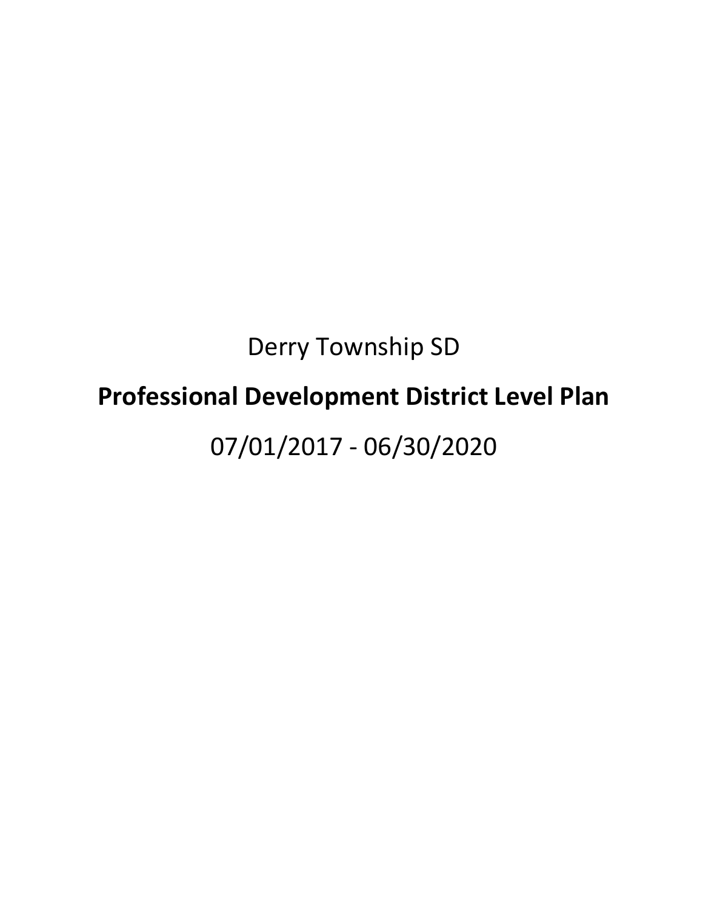Derry Township SD

# Professional Development District Level Plan

07/01/2017 - 06/30/2020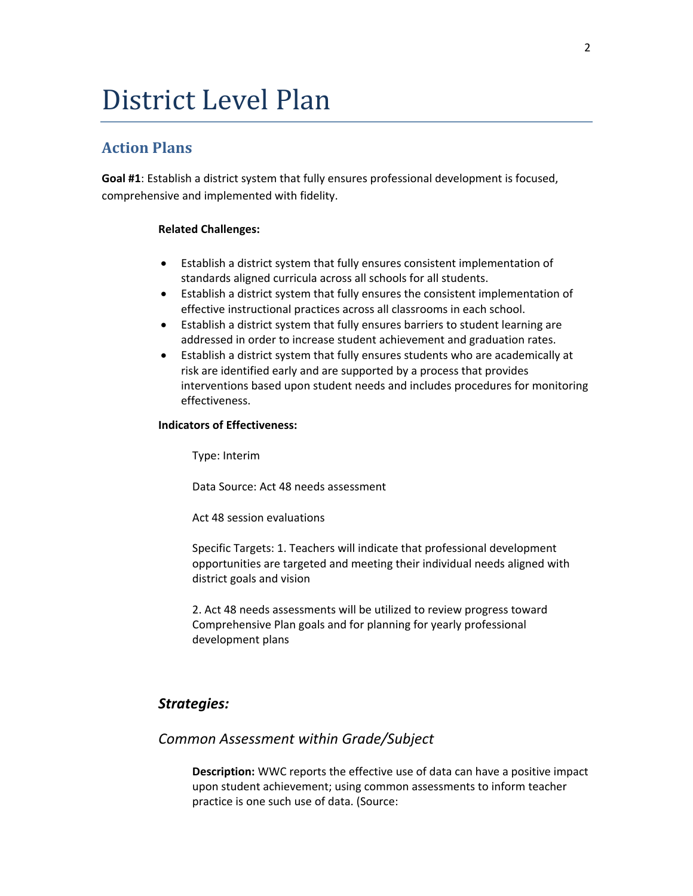# District Level Plan

## Action Plans

**Goal #1**: Establish a district system that fully ensures professional development is focused, comprehensive and implemented with fidelity.

**Related Challenges:**

- Establish a district system that fully ensures consistent implementation of standards aligned curricula across all schools for all students.
- Establish a district system that fully ensures the consistent implementation of effective instructional practices across all classrooms in each school.
- Establish a district system that fully ensures barriers to student learning are addressed in order to increase student achievement and graduation rates.
- Establish a district system that fully ensures students who are academically at risk are identified early and are supported by a process that provides interventions based upon student needs and includes procedures for monitoring effectiveness.

**Indicators of Effectiveness:**

Type: Interim

Data Source: Act 48 needs assessment

Act 48 session evaluations

Specific Targets: 1. Teachers will indicate that professional development opportunities are targeted and meeting their individual needs aligned with district goals and vision

2. Act 48 needs assessments will be utilized to review progress toward Comprehensive Plan goals and for planning for yearly professional development plans

### *Strategies:*

### *Common Assessment within Grade/Subject*

**Description:** WWC reports the effective use of data can have a positive impact upon student achievement; using common assessments to inform teacher practice is one such use of data. (Source: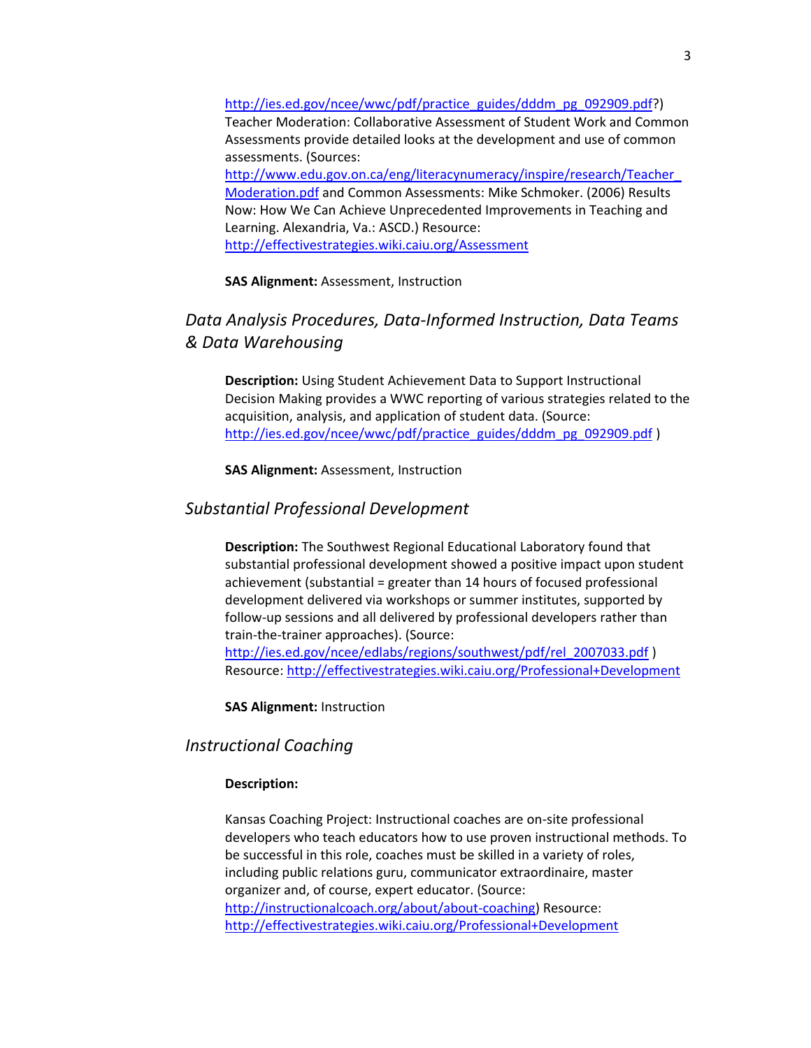http://ies.ed.gov/ncee/wwc/pdf/practice_guides/dddm_pg_092909.pdf?)
Teacher Moderation: Collaborative Assessment of Student Work and Common Assessments provide detailed looks at the development and use of common assessments. (Sources: http://www.edu.gov.on.ca/eng/literacynumeracy/inspire/research/Teacher_Moderation.pdf and Common Assessments: Mike Schmoker. (2006) Results Now: How We Can Achieve Unprecedented Improvements in Teaching and Learning. Alexandria, Va.: ASCD.) Resource: http://effectivestrategies.wiki.caiu.org/Assessment

**SAS Alignment:** Assessment, Instruction

### *Data Analysis Procedures, Data-Informed Instruction, Data Teams & Data Warehousing*

**Description:** Using Student Achievement Data to Support Instructional Decision Making provides a WWC reporting of various strategies related to the acquisition, analysis, and application of student data. (Source: http://ies.ed.gov/ncee/wwc/pdf/practice_guides/dddm_pg_092909.pdf )

**SAS Alignment:** Assessment, Instruction

### *Substantial Professional Development*

**Description:** The Southwest Regional Educational Laboratory found that substantial professional development showed a positive impact upon student achievement (substantial = greater than 14 hours of focused professional development delivered via workshops or summer institutes, supported by follow-up sessions and all delivered by professional developers rather than train-the-trainer approaches). (Source: http://ies.ed.gov/ncee/edlabs/regions/southwest/pdf/rel_2007033.pdf ) Resource: http://effectivestrategies.wiki.caiu.org/Professional+Development

**SAS Alignment:** Instruction

### *Instructional Coaching*

**Description:**

Kansas Coaching Project: Instructional coaches are on-site professional developers who teach educators how to use proven instructional methods. To be successful in this role, coaches must be skilled in a variety of roles, including public relations guru, communicator extraordinaire, master organizer and, of course, expert educator. (Source: http://instructionalcoach.org/about/about-coaching) Resource: http://effectivestrategies.wiki.caiu.org/Professional+Development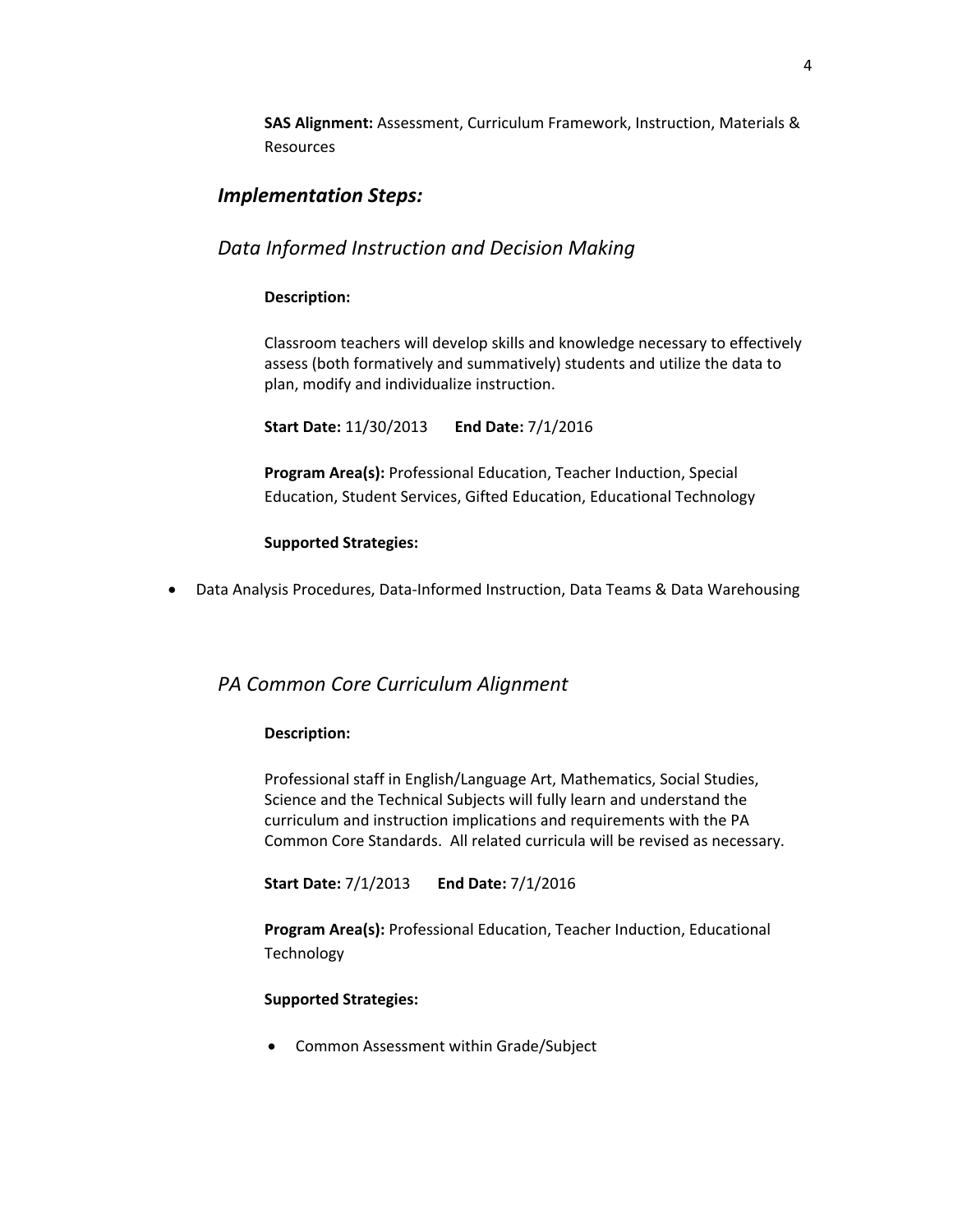**SAS Alignment:** Assessment, Curriculum Framework, Instruction, Materials & Resources

## *Implementation Steps:*

### *Data Informed Instruction and Decision Making*

**Description:**

Classroom teachers will develop skills and knowledge necessary to effectively assess (both formatively and summatively) students and utilize the data to plan, modify and individualize instruction.

**Start Date:** 11/30/2013 **End Date:** 7/1/2016

**Program Area(s):** Professional Education, Teacher Induction, Special Education, Student Services, Gifted Education, Educational Technology

**Supported Strategies:**

- Data Analysis Procedures, Data-Informed Instruction, Data Teams & Data Warehousing

### *PA Common Core Curriculum Alignment*

**Description:**

Professional staff in English/Language Art, Mathematics, Social Studies, Science and the Technical Subjects will fully learn and understand the curriculum and instruction implications and requirements with the PA Common Core Standards. All related curricula will be revised as necessary.

**Start Date:** 7/1/2013 **End Date:** 7/1/2016

**Program Area(s):** Professional Education, Teacher Induction, Educational Technology

**Supported Strategies:**

- Common Assessment within Grade/Subject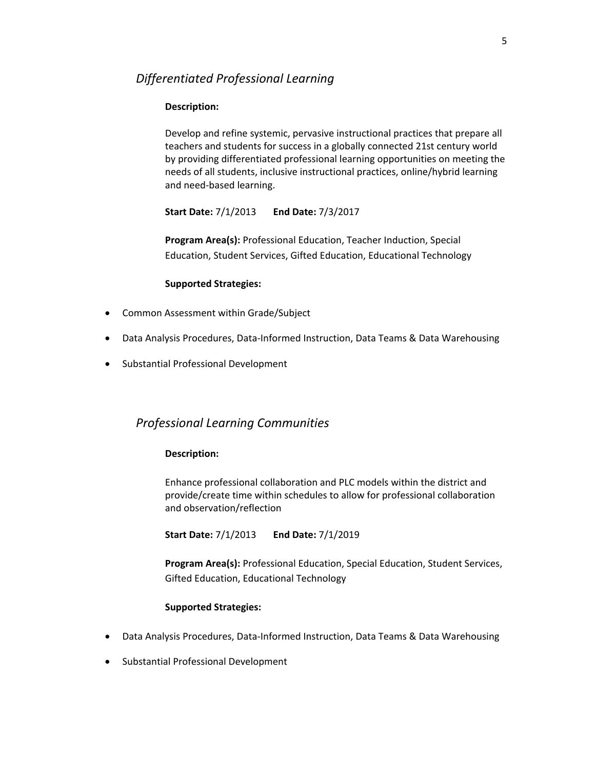### *Differentiated Professional Learning*

**Description:**

Develop and refine systemic, pervasive instructional practices that prepare all teachers and students for success in a globally connected 21st century world by providing differentiated professional learning opportunities on meeting the needs of all students, inclusive instructional practices, online/hybrid learning and need-based learning.

**Start Date:** 7/1/2013 **End Date:** 7/3/2017

**Program Area(s):** Professional Education, Teacher Induction, Special Education, Student Services, Gifted Education, Educational Technology

**Supported Strategies:**

- Common Assessment within Grade/Subject
- Data Analysis Procedures, Data-Informed Instruction, Data Teams & Data Warehousing
- Substantial Professional Development

### *Professional Learning Communities*

**Description:**

Enhance professional collaboration and PLC models within the district and provide/create time within schedules to allow for professional collaboration and observation/reflection

**Start Date:** 7/1/2013 **End Date:** 7/1/2019

**Program Area(s):** Professional Education, Special Education, Student Services, Gifted Education, Educational Technology

**Supported Strategies:**

- Data Analysis Procedures, Data-Informed Instruction, Data Teams & Data Warehousing
- Substantial Professional Development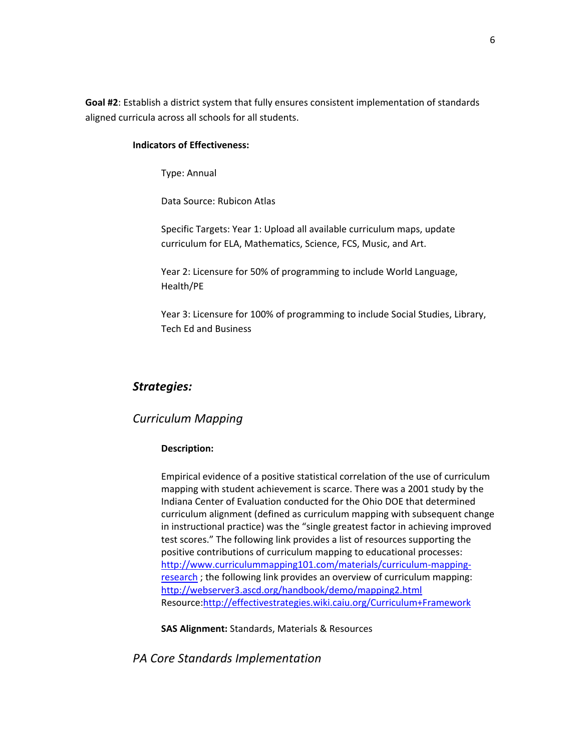**Goal #2**: Establish a district system that fully ensures consistent implementation of standards aligned curricula across all schools for all students.

**Indicators of Effectiveness:**

Type: Annual

Data Source: Rubicon Atlas

Specific Targets: Year 1: Upload all available curriculum maps, update curriculum for ELA, Mathematics, Science, FCS, Music, and Art.

Year 2: Licensure for 50% of programming to include World Language, Health/PE

Year 3: Licensure for 100% of programming to include Social Studies, Library, Tech Ed and Business

## ***Strategies:***

### *Curriculum Mapping*

**Description:**

Empirical evidence of a positive statistical correlation of the use of curriculum mapping with student achievement is scarce. There was a 2001 study by the Indiana Center of Evaluation conducted for the Ohio DOE that determined curriculum alignment (defined as curriculum mapping with subsequent change in instructional practice) was the "single greatest factor in achieving improved test scores." The following link provides a list of resources supporting the positive contributions of curriculum mapping to educational processes: [http://www.curriculummapping101.com/materials/curriculum-mapping-research](http://www.curriculummapping101.com/materials/curriculum-mapping-research) ; the following link provides an overview of curriculum mapping: [http://webserver3.ascd.org/handbook/demo/mapping2.html](http://webserver3.ascd.org/handbook/demo/mapping2.html) Resource:[http://effectivestrategies.wiki.caiu.org/Curriculum+Framework](http://effectivestrategies.wiki.caiu.org/Curriculum+Framework)

**SAS Alignment:** Standards, Materials & Resources

### *PA Core Standards Implementation*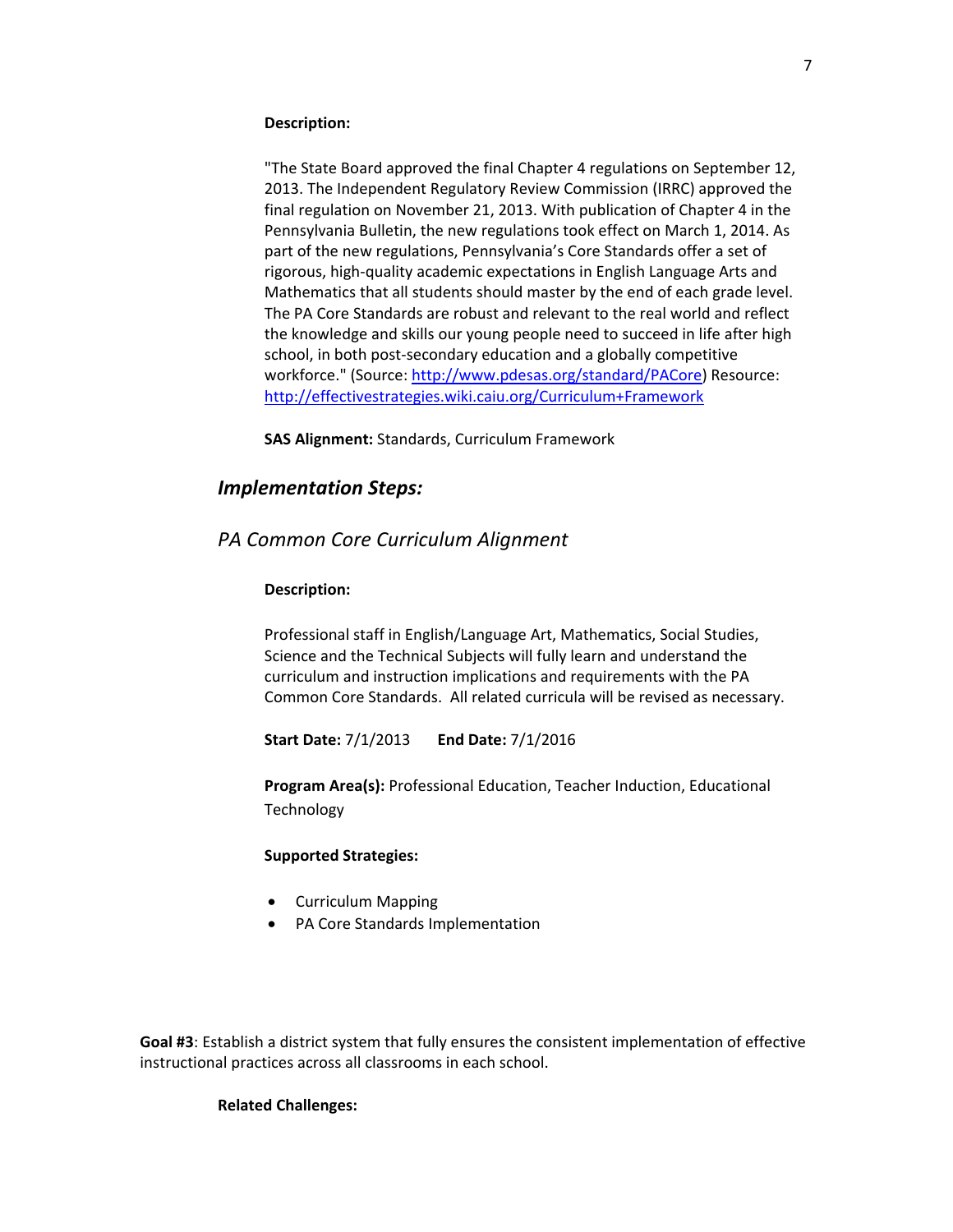**Description:**

"The State Board approved the final Chapter 4 regulations on September 12, 2013. The Independent Regulatory Review Commission (IRRC) approved the final regulation on November 21, 2013. With publication of Chapter 4 in the Pennsylvania Bulletin, the new regulations took effect on March 1, 2014. As part of the new regulations, Pennsylvania's Core Standards offer a set of rigorous, high-quality academic expectations in English Language Arts and Mathematics that all students should master by the end of each grade level. The PA Core Standards are robust and relevant to the real world and reflect the knowledge and skills our young people need to succeed in life after high school, in both post-secondary education and a globally competitive workforce." (Source: [http://www.pdesas.org/standard/PACore](http://www.pdesas.org/standard/PACore)) Resource: [http://effectivestrategies.wiki.caiu.org/Curriculum+Framework](http://effectivestrategies.wiki.caiu.org/Curriculum+Framework)

**SAS Alignment:** Standards, Curriculum Framework

## *Implementation Steps:*

### *PA Common Core Curriculum Alignment*

**Description:**

Professional staff in English/Language Art, Mathematics, Social Studies, Science and the Technical Subjects will fully learn and understand the curriculum and instruction implications and requirements with the PA Common Core Standards. All related curricula will be revised as necessary.

**Start Date:** 7/1/2013 **End Date:** 7/1/2016

**Program Area(s):** Professional Education, Teacher Induction, Educational Technology

**Supported Strategies:**

- Curriculum Mapping
- PA Core Standards Implementation

**Goal #3**: Establish a district system that fully ensures the consistent implementation of effective instructional practices across all classrooms in each school.

**Related Challenges:**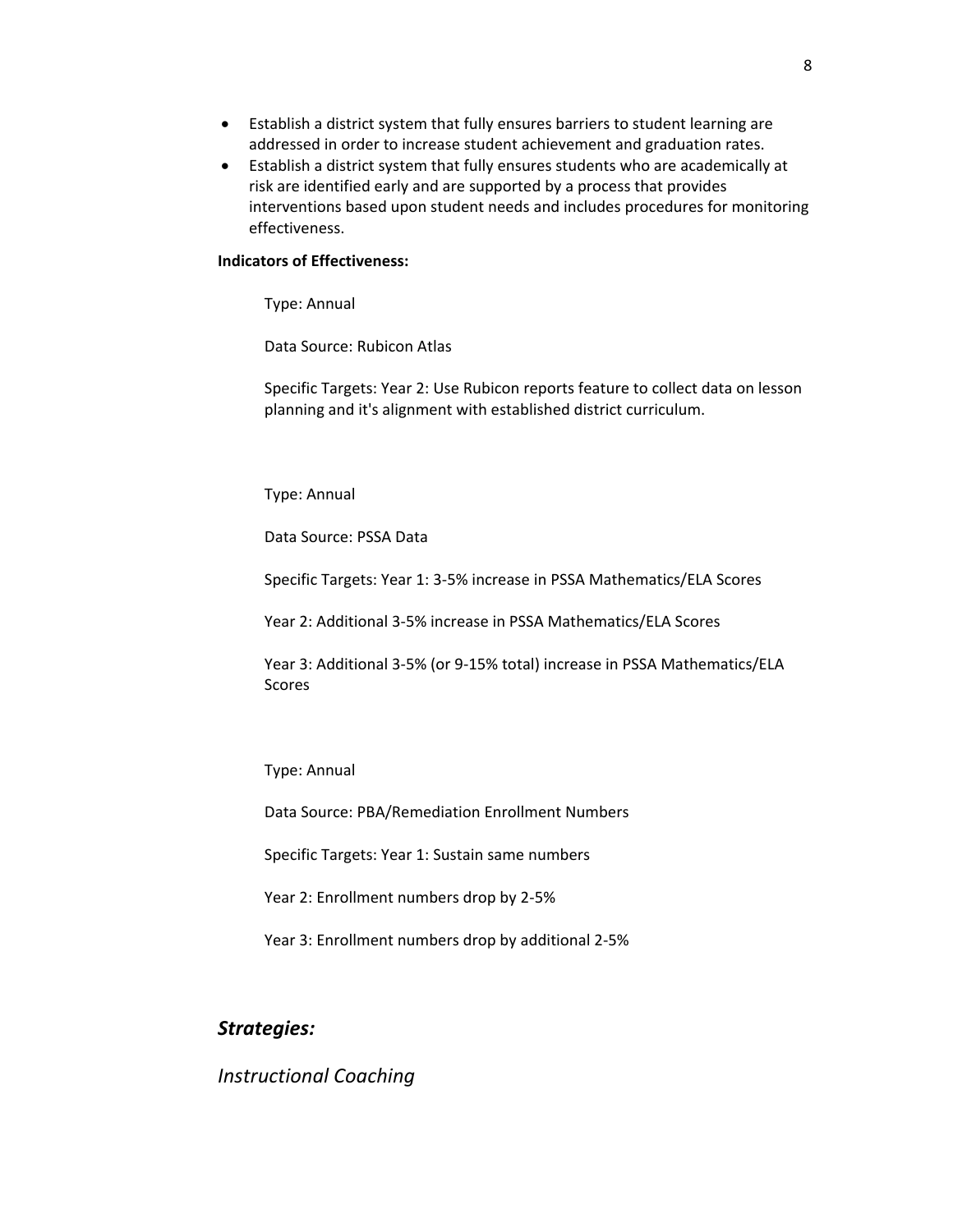- Establish a district system that fully ensures barriers to student learning are addressed in order to increase student achievement and graduation rates.
- Establish a district system that fully ensures students who are academically at risk are identified early and are supported by a process that provides interventions based upon student needs and includes procedures for monitoring effectiveness.

**Indicators of Effectiveness:**

Type: Annual

Data Source: Rubicon Atlas

Specific Targets: Year 2: Use Rubicon reports feature to collect data on lesson planning and it's alignment with established district curriculum.

Type: Annual

Data Source: PSSA Data

Specific Targets: Year 1: 3-5% increase in PSSA Mathematics/ELA Scores

Year 2: Additional 3-5% increase in PSSA Mathematics/ELA Scores

Year 3: Additional 3-5% (or 9-15% total) increase in PSSA Mathematics/ELA Scores

Type: Annual

Data Source: PBA/Remediation Enrollment Numbers

Specific Targets: Year 1: Sustain same numbers

Year 2: Enrollment numbers drop by 2-5%

Year 3: Enrollment numbers drop by additional 2-5%

## *Strategies:*

### *Instructional Coaching*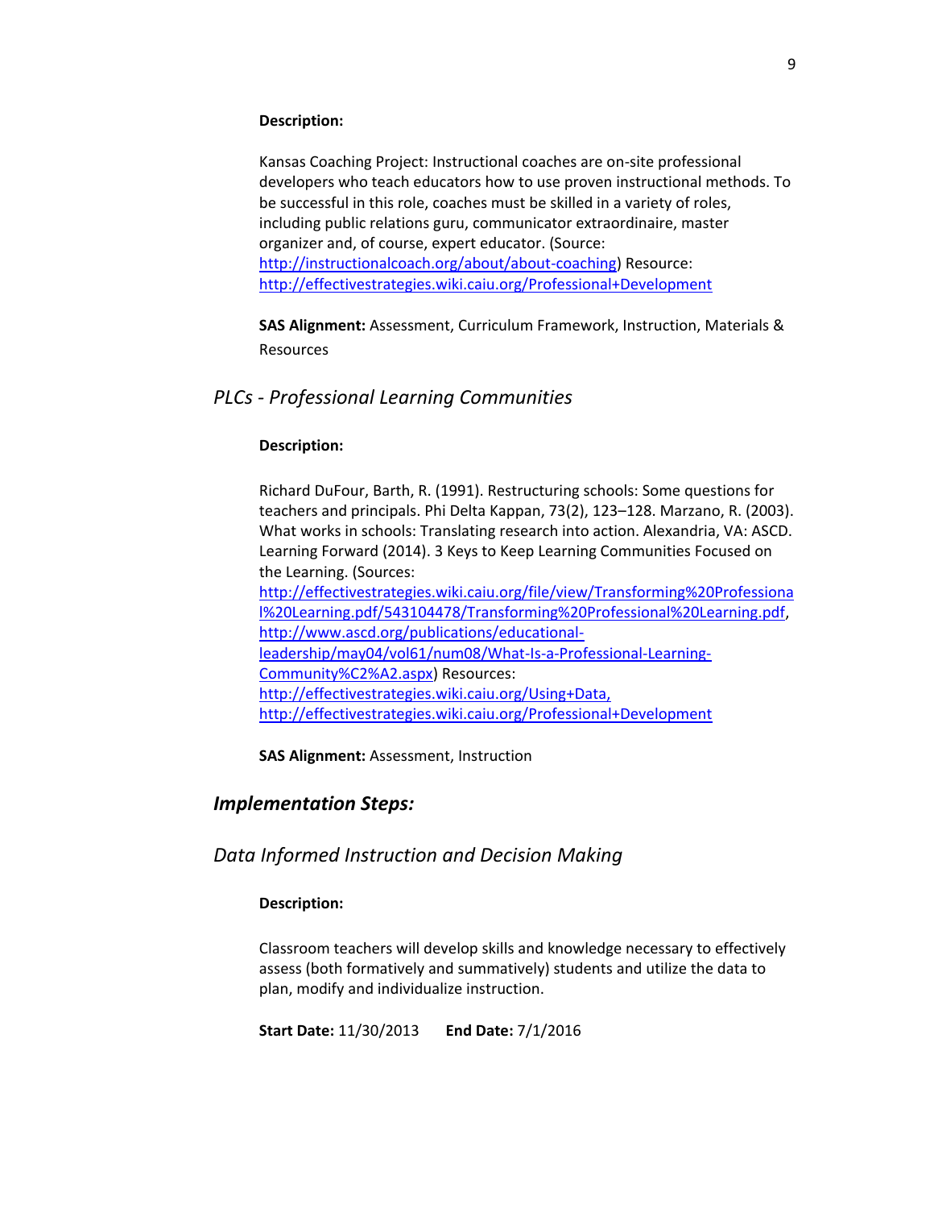**Description:**

Kansas Coaching Project: Instructional coaches are on-site professional developers who teach educators how to use proven instructional methods. To be successful in this role, coaches must be skilled in a variety of roles, including public relations guru, communicator extraordinaire, master organizer and, of course, expert educator. (Source: http://instructionalcoach.org/about/about-coaching) Resource: http://effectivestrategies.wiki.caiu.org/Professional+Development

**SAS Alignment:** Assessment, Curriculum Framework, Instruction, Materials & Resources

### *PLCs - Professional Learning Communities*

**Description:**

Richard DuFour, Barth, R. (1991). Restructuring schools: Some questions for teachers and principals. Phi Delta Kappan, 73(2), 123–128. Marzano, R. (2003). What works in schools: Translating research into action. Alexandria, VA: ASCD. Learning Forward (2014). 3 Keys to Keep Learning Communities Focused on the Learning. (Sources: http://effectivestrategies.wiki.caiu.org/file/view/Transforming%20Professional%20Learning.pdf/543104478/Transforming%20Professional%20Learning.pdf, http://www.ascd.org/publications/educational-leadership/may04/vol61/num08/What-Is-a-Professional-Learning-Community%C2%A2.aspx) Resources: http://effectivestrategies.wiki.caiu.org/Using+Data, http://effectivestrategies.wiki.caiu.org/Professional+Development

**SAS Alignment:** Assessment, Instruction

## *Implementation Steps:*

### *Data Informed Instruction and Decision Making*

**Description:**

Classroom teachers will develop skills and knowledge necessary to effectively assess (both formatively and summatively) students and utilize the data to plan, modify and individualize instruction.

**Start Date:** 11/30/2013 **End Date:** 7/1/2016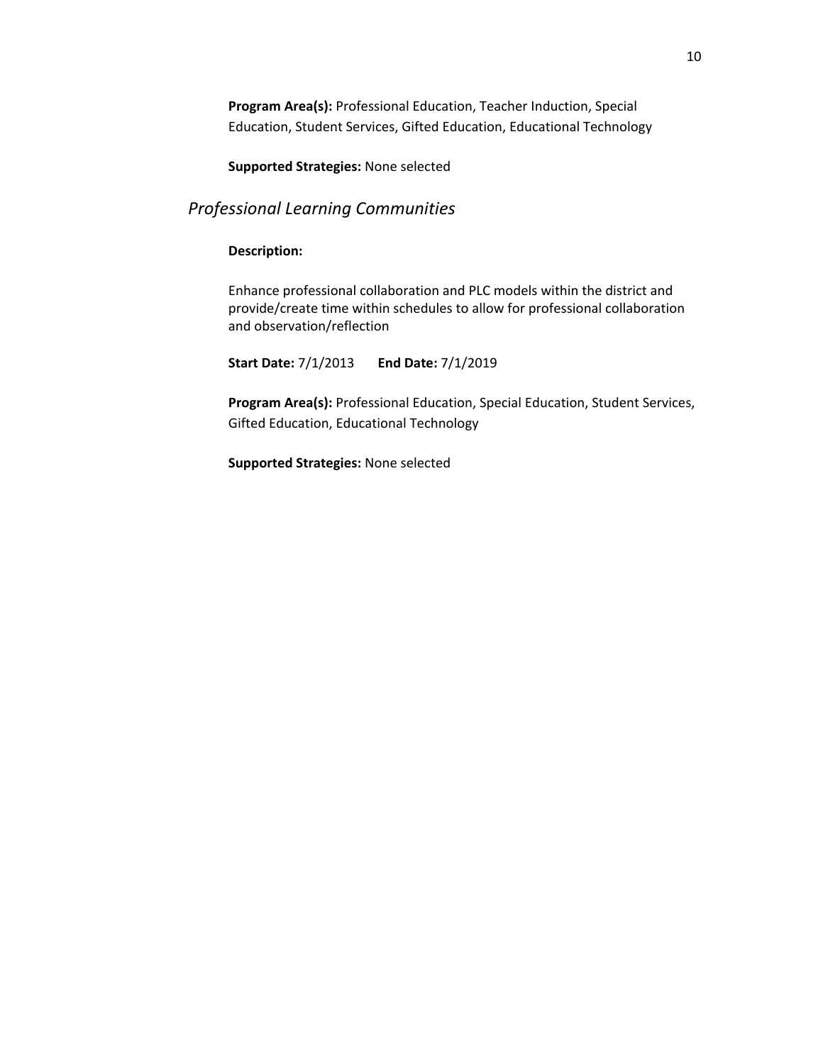**Program Area(s):** Professional Education, Teacher Induction, Special Education, Student Services, Gifted Education, Educational Technology

**Supported Strategies:** None selected

### *Professional Learning Communities*

**Description:**

Enhance professional collaboration and PLC models within the district and provide/create time within schedules to allow for professional collaboration and observation/reflection

**Start Date:** 7/1/2013 **End Date:** 7/1/2019

**Program Area(s):** Professional Education, Special Education, Student Services, Gifted Education, Educational Technology

**Supported Strategies:** None selected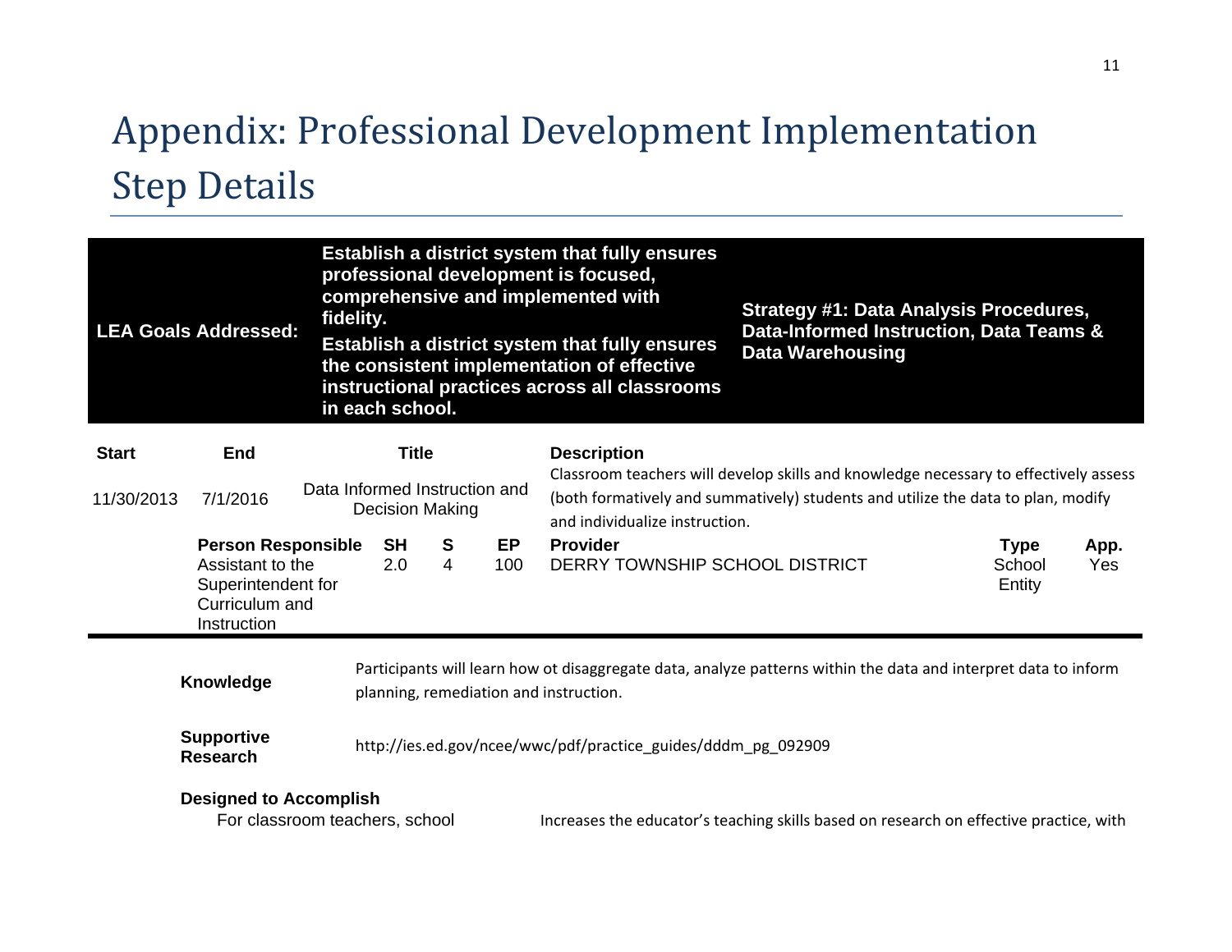# Appendix: Professional Development Implementation Step Details

| LEA Goals Addressed: | Establish a district system that fully ensures professional development is focused, comprehensive and implemented with fidelity.<br>Establish a district system that fully ensures the consistent implementation of effective instructional practices across all classrooms in each school. | Strategy #1: Data Analysis Procedures, Data-Informed Instruction, Data Teams & Data Warehousing |
|---|---|---|

| Start | End | Title | Description |
|---|---|---|---|
| 11/30/2013 | 7/1/2016 | Data Informed Instruction and Decision Making | Classroom teachers will develop skills and knowledge necessary to effectively assess (both formatively and summatively) students and utilize the data to plan, modify and individualize instruction. |

| Person Responsible | SH | S | EP | Provider | Type | App. |
|---|---|---|---|---|---|---|
| Assistant to the Superintendent for Curriculum and Instruction | 2.0 | 4 | 100 | DERRY TOWNSHIP SCHOOL DISTRICT | School Entity | Yes |

**Knowledge**

Participants will learn how ot disaggregate data, analyze patterns within the data and interpret data to inform planning, remediation and instruction.

**Supportive Research**

http://ies.ed.gov/ncee/wwc/pdf/practice_guides/dddm_pg_092909

**Designed to Accomplish**

For classroom teachers, school

Increases the educator's teaching skills based on research on effective practice, with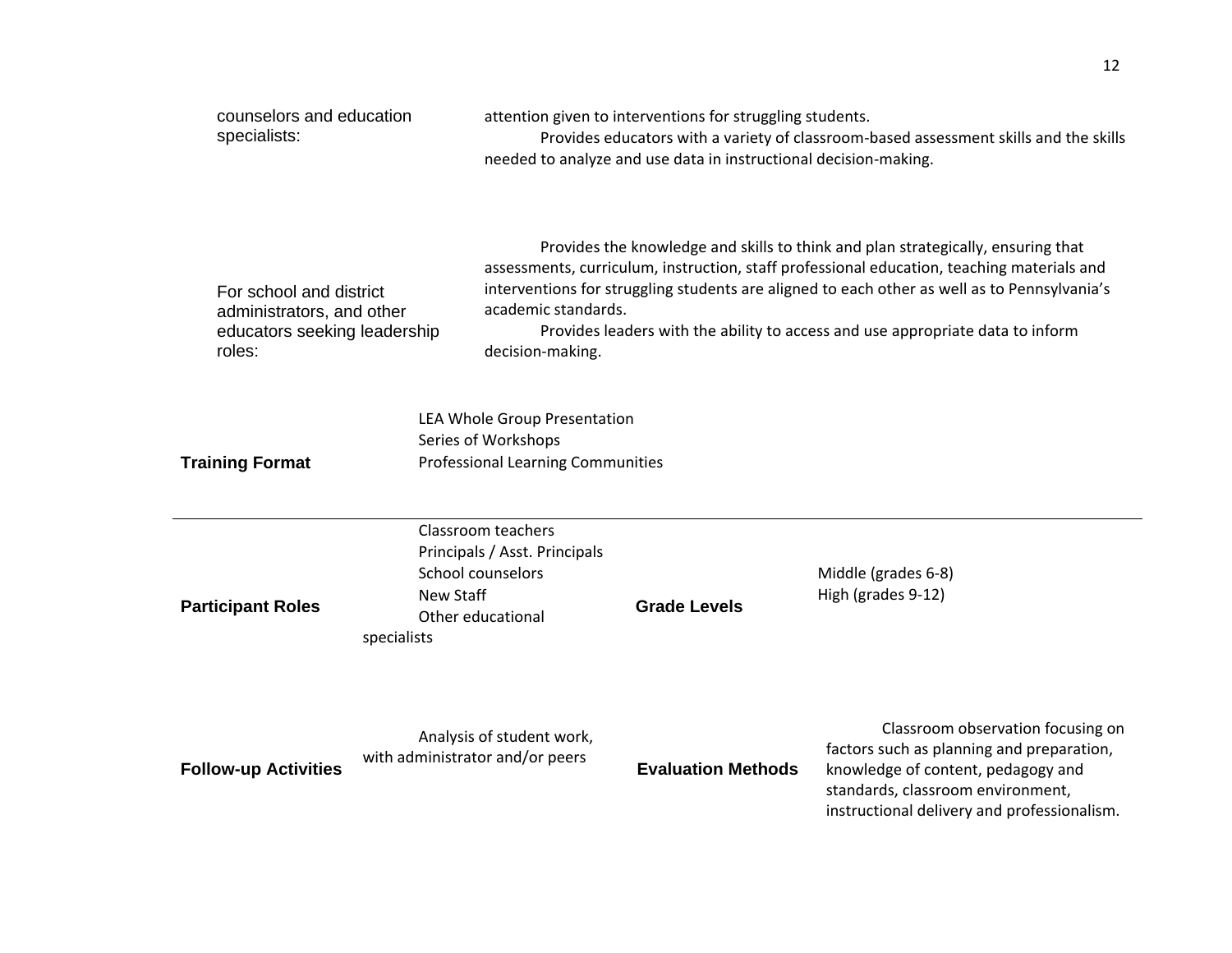| | |
|---|---|
| counselors and education specialists: | attention given to interventions for struggling students.<br>Provides educators with a variety of classroom-based assessment skills and the skills needed to analyze and use data in instructional decision-making. |
| For school and district administrators, and other educators seeking leadership roles: | Provides the knowledge and skills to think and plan strategically, ensuring that assessments, curriculum, instruction, staff professional education, teaching materials and interventions for struggling students are aligned to each other as well as to Pennsylvania's academic standards.<br>Provides leaders with the ability to access and use appropriate data to inform decision-making. |

| | | | |
|---|---|---|---|
| **Training Format** | LEA Whole Group Presentation<br>Series of Workshops<br>Professional Learning Communities | | |
| **Participant Roles** | Classroom teachers<br>Principals / Asst. Principals<br>School counselors<br>New Staff<br>Other educational specialists | **Grade Levels** | Middle (grades 6-8)<br>High (grades 9-12) |
| **Follow-up Activities** | Analysis of student work, with administrator and/or peers | **Evaluation Methods** | Classroom observation focusing on factors such as planning and preparation, knowledge of content, pedagogy and standards, classroom environment, instructional delivery and professionalism. |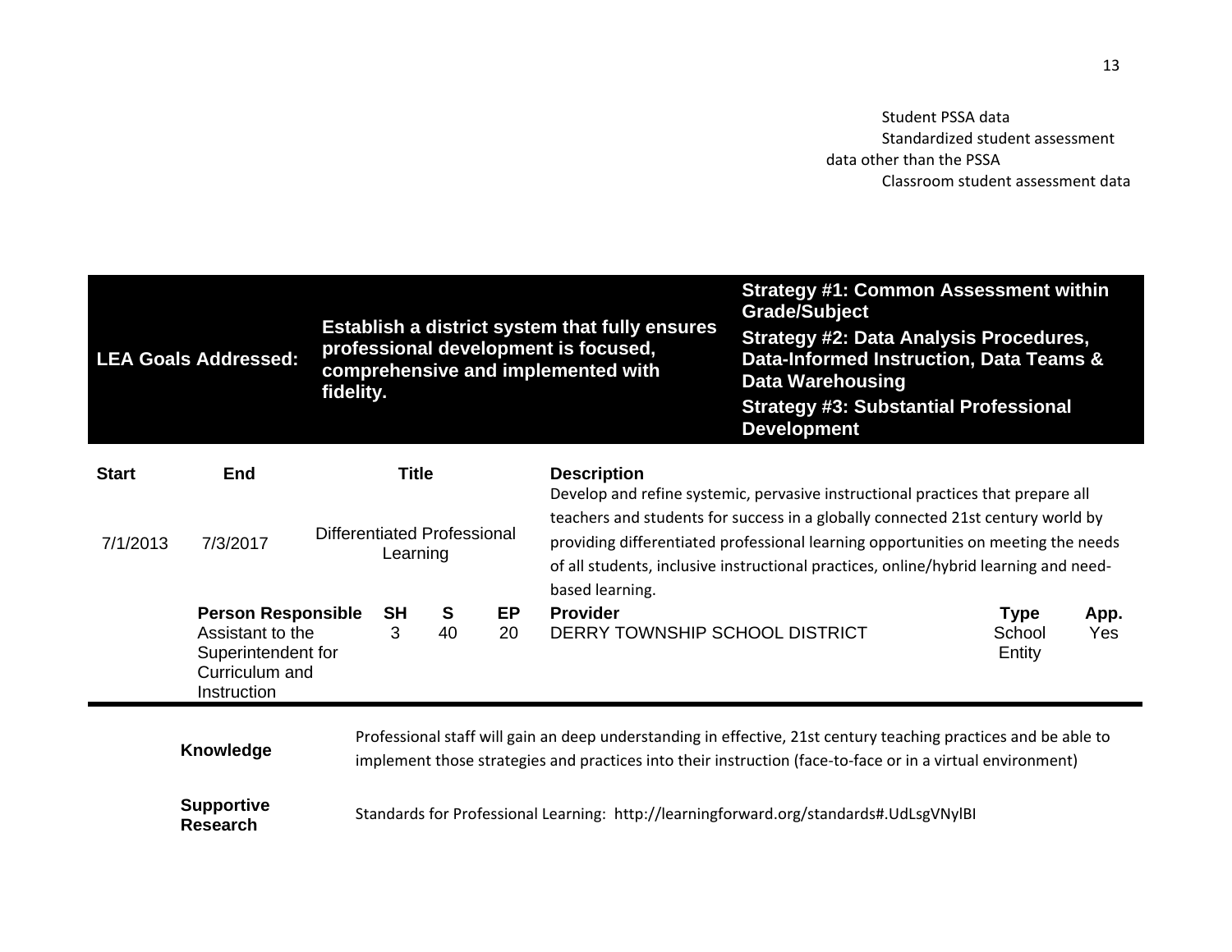Student PSSA data
Standardized student assessment data other than the PSSA
Classroom student assessment data

| LEA Goals Addressed: | Establish a district system that fully ensures professional development is focused, comprehensive and implemented with fidelity. | Strategy #1: Common Assessment within Grade/Subject<br>Strategy #2: Data Analysis Procedures, Data-Informed Instruction, Data Teams & Data Warehousing<br>Strategy #3: Substantial Professional Development |
|---|---|---|

| Start | End | Title | Description |
|---|---|---|---|
| 7/1/2013 | 7/3/2017 | Differentiated Professional Learning | Develop and refine systemic, pervasive instructional practices that prepare all teachers and students for success in a globally connected 21st century world by providing differentiated professional learning opportunities on meeting the needs of all students, inclusive instructional practices, online/hybrid learning and need-based learning. |

| Person Responsible | SH | S | EP | Provider | Type | App. |
|---|---|---|---|---|---|---|
| Assistant to the Superintendent for Curriculum and Instruction | 3 | 40 | 20 | DERRY TOWNSHIP SCHOOL DISTRICT | School Entity | Yes |

| | |
|---|---|
| **Knowledge** | Professional staff will gain an deep understanding in effective, 21st century teaching practices and be able to implement those strategies and practices into their instruction (face-to-face or in a virtual environment) |
| **Supportive Research** | Standards for Professional Learning: http://learningforward.org/standards#.UdLsgVNylBI |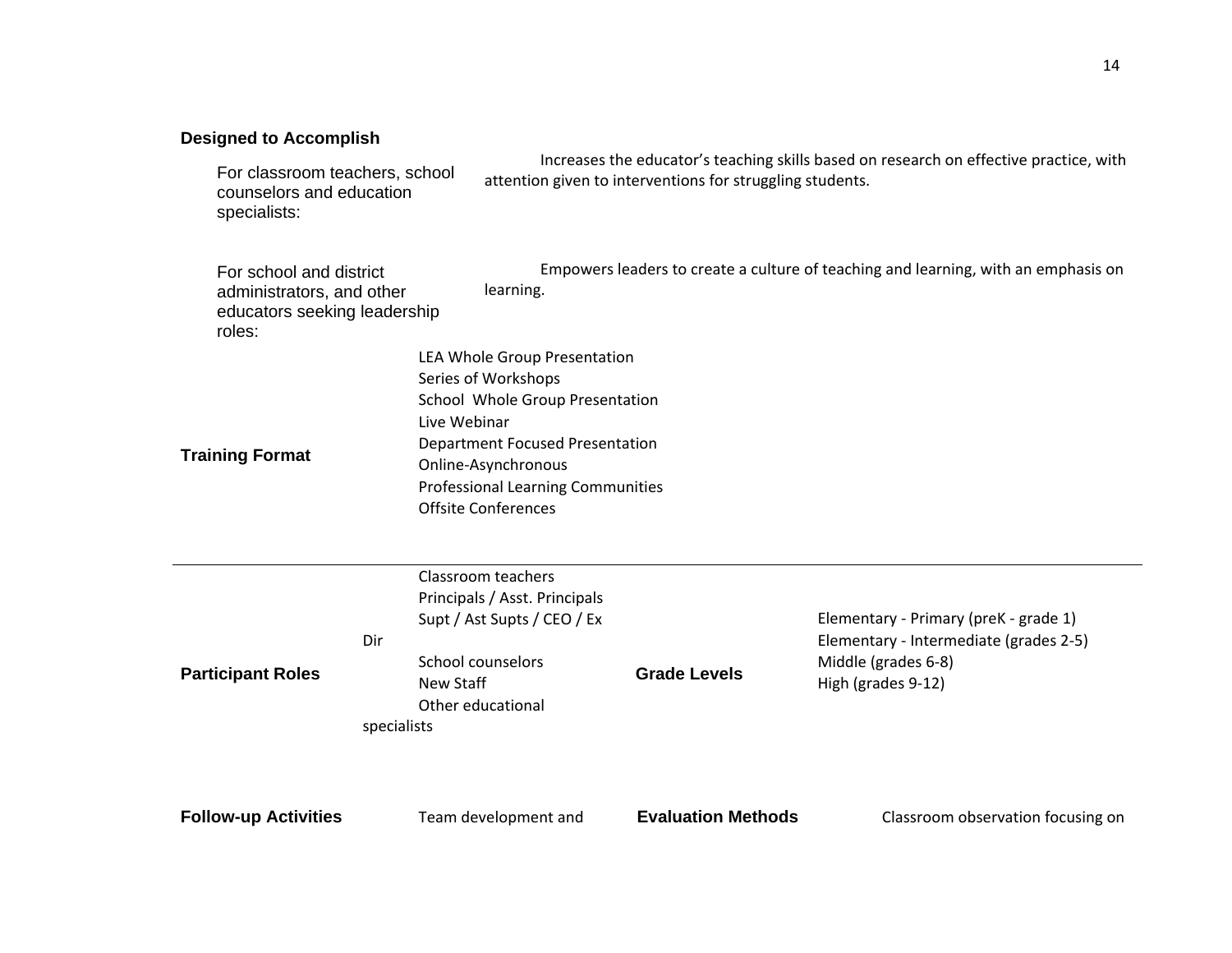**Designed to Accomplish**

For classroom teachers, school counselors and education specialists:

Increases the educator's teaching skills based on research on effective practice, with attention given to interventions for struggling students.

For school and district administrators, and other educators seeking leadership roles:

Empowers leaders to create a culture of teaching and learning, with an emphasis on learning.

**Training Format**

LEA Whole Group Presentation
Series of Workshops
School Whole Group Presentation
Live Webinar
Department Focused Presentation
Online-Asynchronous
Professional Learning Communities
Offsite Conferences

---

**Participant Roles**

Classroom teachers
Principals / Asst. Principals
Supt / Ast Supts / CEO / Ex Dir
School counselors
New Staff
Other educational specialists

**Grade Levels**

Elementary - Primary (preK - grade 1)
Elementary - Intermediate (grades 2-5)
Middle (grades 6-8)
High (grades 9-12)

**Follow-up Activities**

Team development and

**Evaluation Methods**

Classroom observation focusing on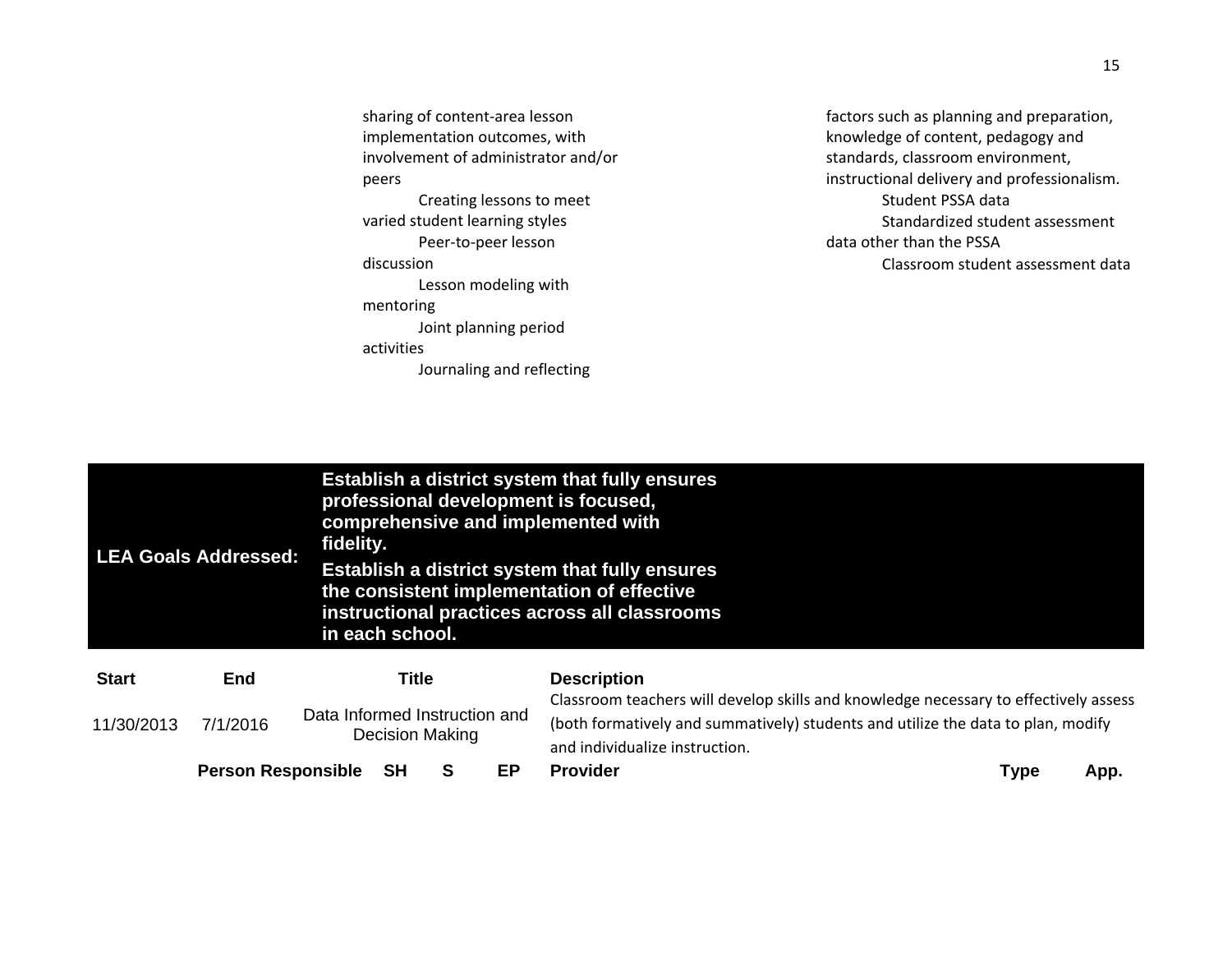sharing of content-area lesson implementation outcomes, with involvement of administrator and/or peers

Creating lessons to meet varied student learning styles

Peer-to-peer lesson discussion

Lesson modeling with mentoring

Joint planning period activities

Journaling and reflecting

factors such as planning and preparation, knowledge of content, pedagogy and standards, classroom environment, instructional delivery and professionalism.

Student PSSA data

Standardized student assessment data other than the PSSA

Classroom student assessment data

| **LEA Goals Addressed:** | **Establish a district system that fully ensures professional development is focused, comprehensive and implemented with fidelity.**<br>**Establish a district system that fully ensures the consistent implementation of effective instructional practices across all classrooms in each school.** |
|---|---|

| **Start** | **End** | **Title** | **Description** |
|---|---|---|---|
| 11/30/2013 | 7/1/2016 | Data Informed Instruction and Decision Making | Classroom teachers will develop skills and knowledge necessary to effectively assess (both formatively and summatively) students and utilize the data to plan, modify and individualize instruction. |

| **Person Responsible** | **SH** | **S** | **EP** | **Provider** | **Type** | **App.** |
|---|---|---|---|---|---|---|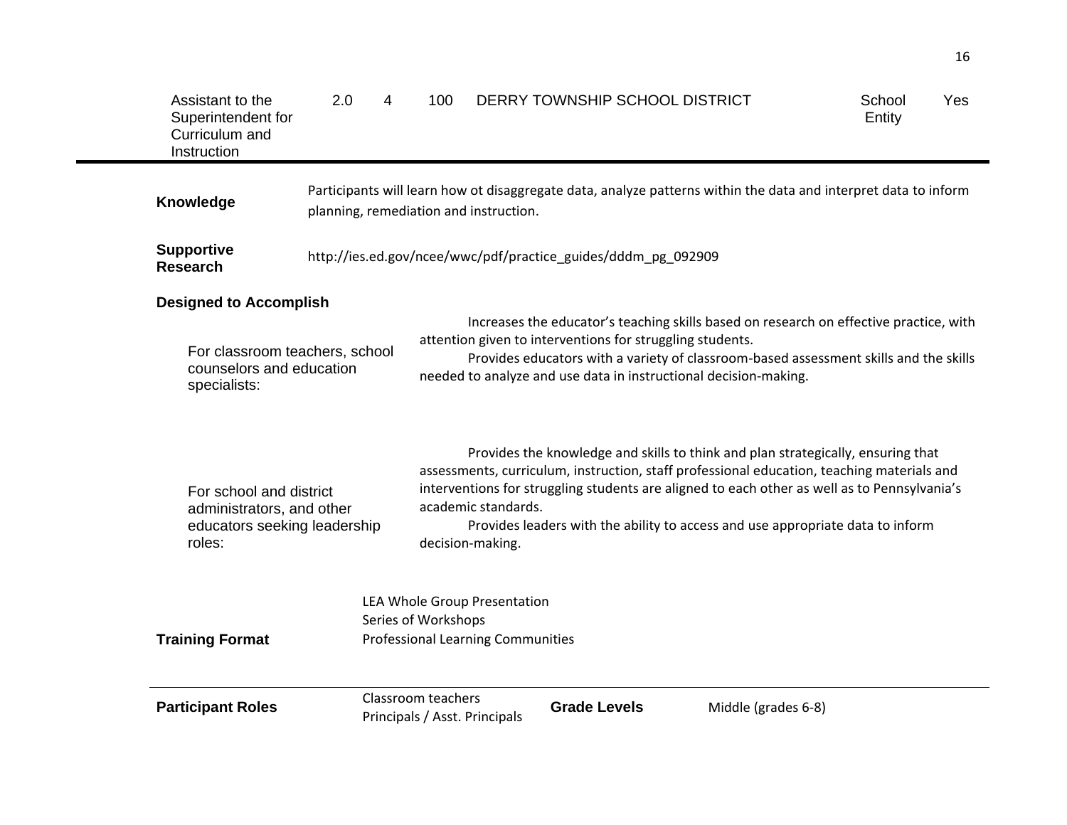| Assistant to the Superintendent for Curriculum and Instruction | 2.0 | 4 | 100 | DERRY TOWNSHIP SCHOOL DISTRICT | School Entity | Yes |
|---|---|---|---|---|---|---|

**Knowledge**

Participants will learn how ot disaggregate data, analyze patterns within the data and interpret data to inform planning, remediation and instruction.

**Supportive Research**

http://ies.ed.gov/ncee/wwc/pdf/practice_guides/dddm_pg_092909

**Designed to Accomplish**

For classroom teachers, school counselors and education specialists:

Increases the educator's teaching skills based on research on effective practice, with attention given to interventions for struggling students.

Provides educators with a variety of classroom-based assessment skills and the skills needed to analyze and use data in instructional decision-making.

For school and district administrators, and other educators seeking leadership roles:

Provides the knowledge and skills to think and plan strategically, ensuring that assessments, curriculum, instruction, staff professional education, teaching materials and interventions for struggling students are aligned to each other as well as to Pennsylvania's academic standards.

Provides leaders with the ability to access and use appropriate data to inform decision-making.

**Training Format**

LEA Whole Group Presentation
Series of Workshops
Professional Learning Communities

**Participant Roles**

Classroom teachers
Principals / Asst. Principals

**Grade Levels**

Middle (grades 6-8)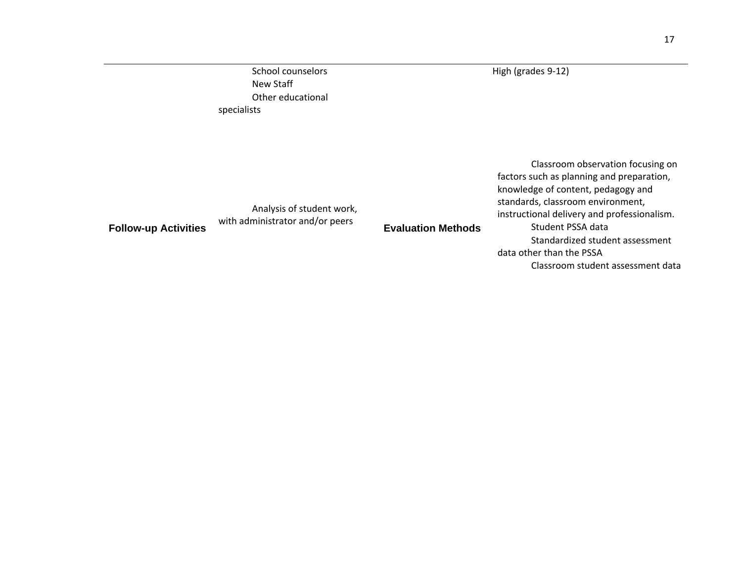| | | | |
|---|---|---|---|
| | School counselors<br>New Staff<br>Other educational specialists | | High (grades 9-12) |
| **Follow-up Activities** | Analysis of student work, with administrator and/or peers | **Evaluation Methods** | Classroom observation focusing on factors such as planning and preparation, knowledge of content, pedagogy and standards, classroom environment, instructional delivery and professionalism.<br>Student PSSA data<br>Standardized student assessment data other than the PSSA<br>Classroom student assessment data |